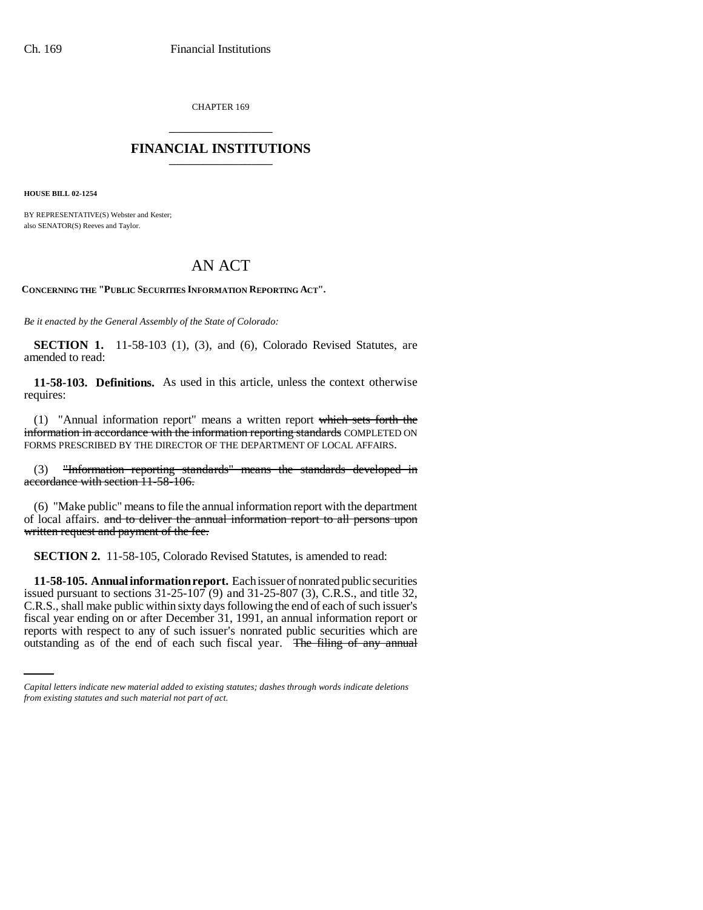CHAPTER 169

# FINANCIAL INSTITUTIONS

**HOUSE BILL 02-1254**

BY REPRESENTATIVE(S) Webster and Kester;
also SENATOR(S) Reeves and Taylor.

## AN ACT

**CONCERNING THE "PUBLIC SECURITIES INFORMATION REPORTING ACT".**

*Be it enacted by the General Assembly of the State of Colorado:*

**SECTION 1.** 11-58-103 (1), (3), and (6), Colorado Revised Statutes, are amended to read:

**11-58-103. Definitions.** As used in this article, unless the context otherwise requires:

(1) "Annual information report" means a written report ~~which sets forth the information in accordance with the information reporting standards~~ COMPLETED ON FORMS PRESCRIBED BY THE DIRECTOR OF THE DEPARTMENT OF LOCAL AFFAIRS.

(3) ~~"Information reporting standards" means the standards developed in accordance with section 11-58-106.~~

(6) "Make public" means to file the annual information report with the department of local affairs. ~~and to deliver the annual information report to all persons upon written request and payment of the fee.~~

**SECTION 2.** 11-58-105, Colorado Revised Statutes, is amended to read:

**11-58-105. Annual information report.** Each issuer of nonrated public securities issued pursuant to sections 31-25-107 (9) and 31-25-807 (3), C.R.S., and title 32, C.R.S., shall make public within sixty days following the end of each of such issuer's fiscal year ending on or after December 31, 1991, an annual information report or reports with respect to any of such issuer's nonrated public securities which are outstanding as of the end of each such fiscal year. ~~The filing of any annual~~

*Capital letters indicate new material added to existing statutes; dashes through words indicate deletions from existing statutes and such material not part of act.*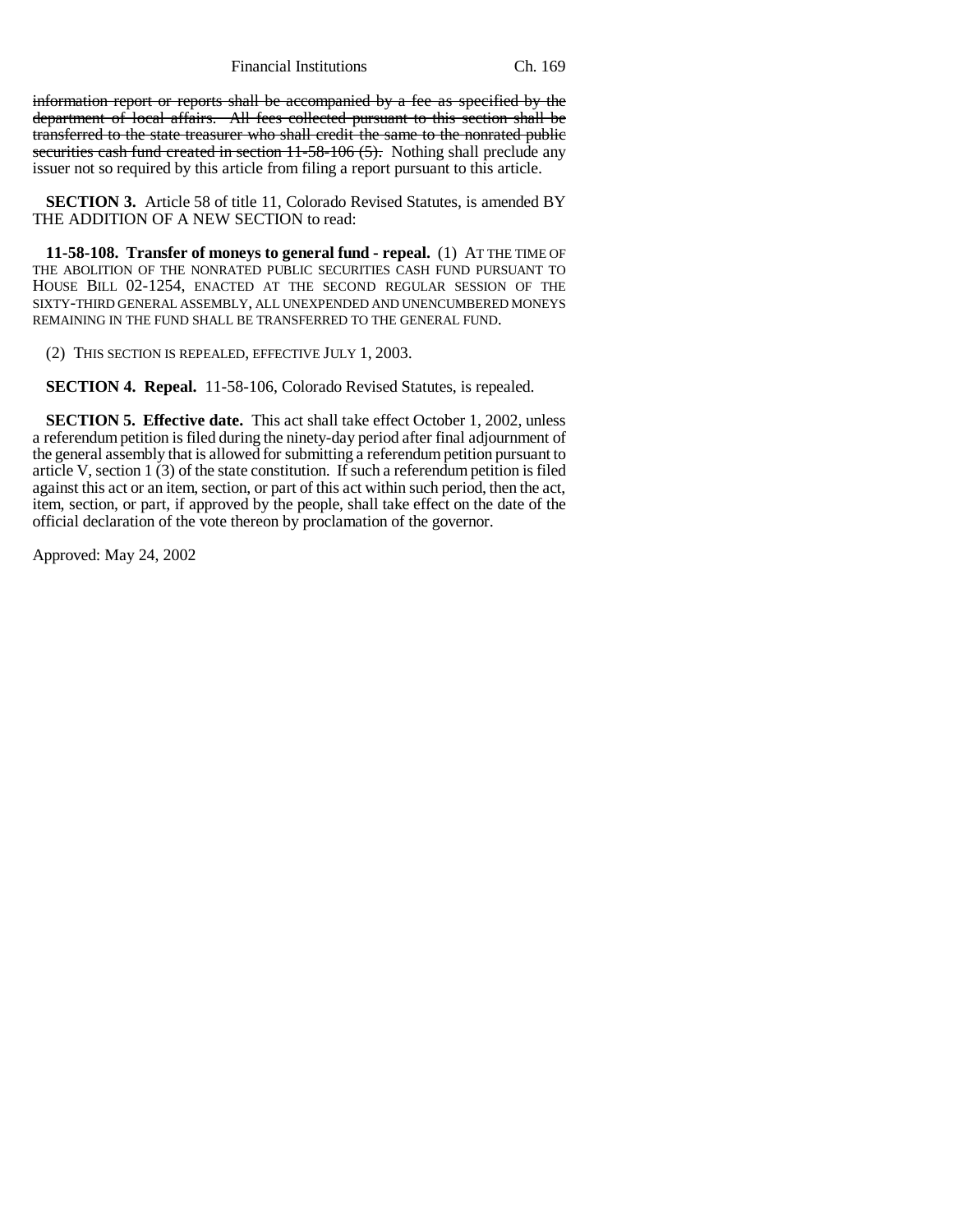~~information report or reports shall be accompanied by a fee as specified by the department of local affairs. All fees collected pursuant to this section shall be transferred to the state treasurer who shall credit the same to the nonrated public securities cash fund created in section 11-58-106 (5).~~ Nothing shall preclude any issuer not so required by this article from filing a report pursuant to this article.

**SECTION 3.** Article 58 of title 11, Colorado Revised Statutes, is amended BY THE ADDITION OF A NEW SECTION to read:

**11-58-108. Transfer of moneys to general fund - repeal.** (1) AT THE TIME OF THE ABOLITION OF THE NONRATED PUBLIC SECURITIES CASH FUND PURSUANT TO HOUSE BILL 02-1254, ENACTED AT THE SECOND REGULAR SESSION OF THE SIXTY-THIRD GENERAL ASSEMBLY, ALL UNEXPENDED AND UNENCUMBERED MONEYS REMAINING IN THE FUND SHALL BE TRANSFERRED TO THE GENERAL FUND.

(2) THIS SECTION IS REPEALED, EFFECTIVE JULY 1, 2003.

**SECTION 4. Repeal.** 11-58-106, Colorado Revised Statutes, is repealed.

**SECTION 5. Effective date.** This act shall take effect October 1, 2002, unless a referendum petition is filed during the ninety-day period after final adjournment of the general assembly that is allowed for submitting a referendum petition pursuant to article V, section 1 (3) of the state constitution. If such a referendum petition is filed against this act or an item, section, or part of this act within such period, then the act, item, section, or part, if approved by the people, shall take effect on the date of the official declaration of the vote thereon by proclamation of the governor.

Approved: May 24, 2002